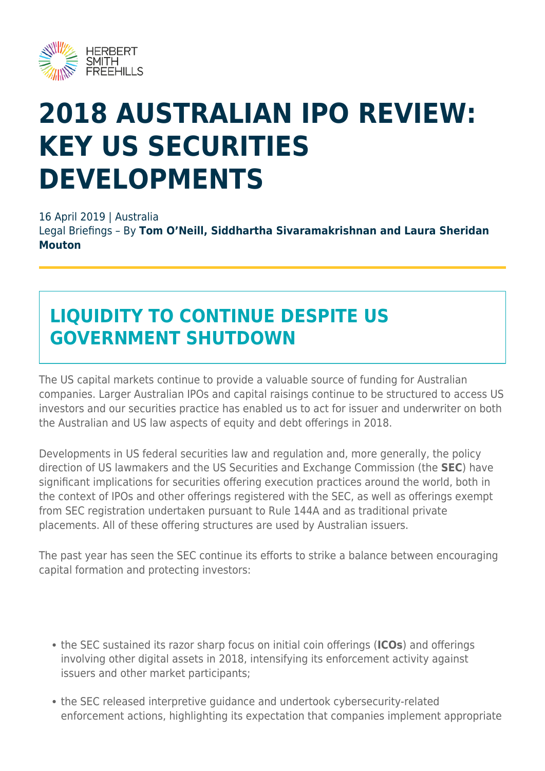# 2018 AUSTRALIAN IPO REVIEW: KEY US SECURITIES DEVELOPMENTS

16 April 2019 | Australia
Legal Briefings – By **Tom O'Neill, Siddhartha Sivaramakrishnan and Laura Sheridan Mouton**

## LIQUIDITY TO CONTINUE DESPITE US GOVERNMENT SHUTDOWN

The US capital markets continue to provide a valuable source of funding for Australian companies. Larger Australian IPOs and capital raisings continue to be structured to access US investors and our securities practice has enabled us to act for issuer and underwriter on both the Australian and US law aspects of equity and debt offerings in 2018.

Developments in US federal securities law and regulation and, more generally, the policy direction of US lawmakers and the US Securities and Exchange Commission (the **SEC**) have significant implications for securities offering execution practices around the world, both in the context of IPOs and other offerings registered with the SEC, as well as offerings exempt from SEC registration undertaken pursuant to Rule 144A and as traditional private placements. All of these offering structures are used by Australian issuers.

The past year has seen the SEC continue its efforts to strike a balance between encouraging capital formation and protecting investors:

- the SEC sustained its razor sharp focus on initial coin offerings (**ICOs**) and offerings involving other digital assets in 2018, intensifying its enforcement activity against issuers and other market participants;
- the SEC released interpretive guidance and undertook cybersecurity-related enforcement actions, highlighting its expectation that companies implement appropriate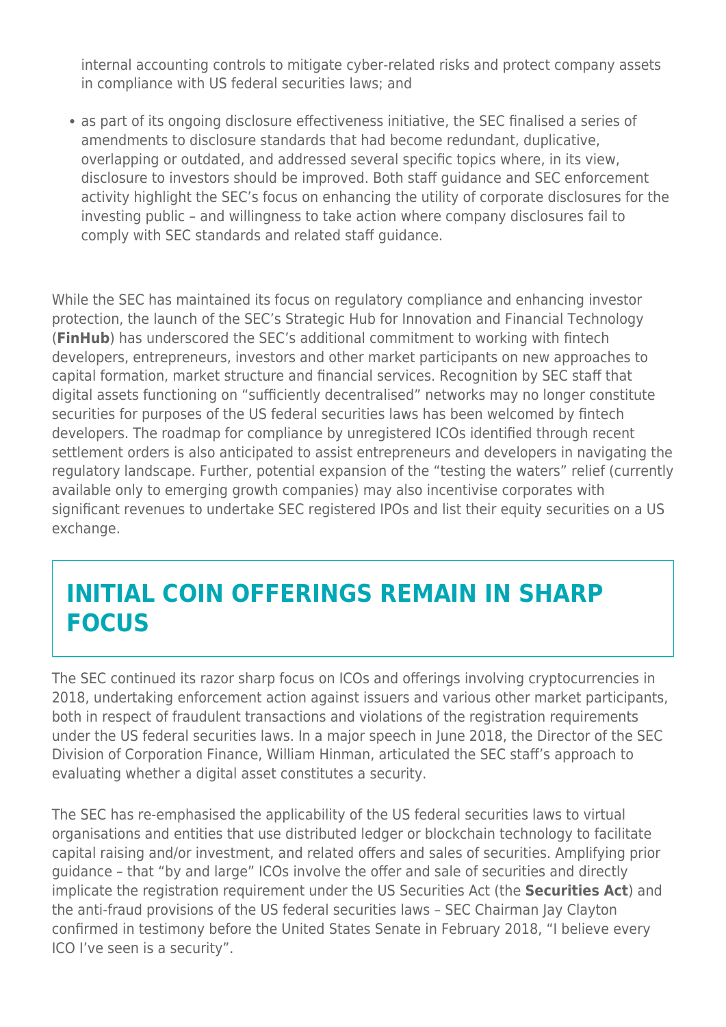internal accounting controls to mitigate cyber-related risks and protect company assets in compliance with US federal securities laws; and

- as part of its ongoing disclosure effectiveness initiative, the SEC finalised a series of amendments to disclosure standards that had become redundant, duplicative, overlapping or outdated, and addressed several specific topics where, in its view, disclosure to investors should be improved. Both staff guidance and SEC enforcement activity highlight the SEC's focus on enhancing the utility of corporate disclosures for the investing public – and willingness to take action where company disclosures fail to comply with SEC standards and related staff guidance.

While the SEC has maintained its focus on regulatory compliance and enhancing investor protection, the launch of the SEC's Strategic Hub for Innovation and Financial Technology (**FinHub**) has underscored the SEC's additional commitment to working with fintech developers, entrepreneurs, investors and other market participants on new approaches to capital formation, market structure and financial services. Recognition by SEC staff that digital assets functioning on "sufficiently decentralised" networks may no longer constitute securities for purposes of the US federal securities laws has been welcomed by fintech developers. The roadmap for compliance by unregistered ICOs identified through recent settlement orders is also anticipated to assist entrepreneurs and developers in navigating the regulatory landscape. Further, potential expansion of the "testing the waters" relief (currently available only to emerging growth companies) may also incentivise corporates with significant revenues to undertake SEC registered IPOs and list their equity securities on a US exchange.

## INITIAL COIN OFFERINGS REMAIN IN SHARP FOCUS

The SEC continued its razor sharp focus on ICOs and offerings involving cryptocurrencies in 2018, undertaking enforcement action against issuers and various other market participants, both in respect of fraudulent transactions and violations of the registration requirements under the US federal securities laws. In a major speech in June 2018, the Director of the SEC Division of Corporation Finance, William Hinman, articulated the SEC staff's approach to evaluating whether a digital asset constitutes a security.

The SEC has re-emphasised the applicability of the US federal securities laws to virtual organisations and entities that use distributed ledger or blockchain technology to facilitate capital raising and/or investment, and related offers and sales of securities. Amplifying prior guidance – that "by and large" ICOs involve the offer and sale of securities and directly implicate the registration requirement under the US Securities Act (the **Securities Act**) and the anti-fraud provisions of the US federal securities laws – SEC Chairman Jay Clayton confirmed in testimony before the United States Senate in February 2018, "I believe every ICO I've seen is a security".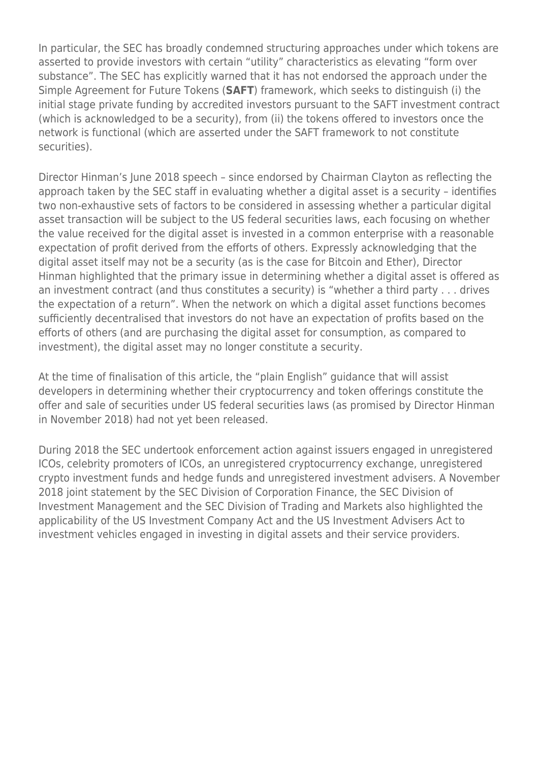In particular, the SEC has broadly condemned structuring approaches under which tokens are asserted to provide investors with certain "utility" characteristics as elevating "form over substance". The SEC has explicitly warned that it has not endorsed the approach under the Simple Agreement for Future Tokens (**SAFT**) framework, which seeks to distinguish (i) the initial stage private funding by accredited investors pursuant to the SAFT investment contract (which is acknowledged to be a security), from (ii) the tokens offered to investors once the network is functional (which are asserted under the SAFT framework to not constitute securities).

Director Hinman's June 2018 speech – since endorsed by Chairman Clayton as reflecting the approach taken by the SEC staff in evaluating whether a digital asset is a security – identifies two non-exhaustive sets of factors to be considered in assessing whether a particular digital asset transaction will be subject to the US federal securities laws, each focusing on whether the value received for the digital asset is invested in a common enterprise with a reasonable expectation of profit derived from the efforts of others. Expressly acknowledging that the digital asset itself may not be a security (as is the case for Bitcoin and Ether), Director Hinman highlighted that the primary issue in determining whether a digital asset is offered as an investment contract (and thus constitutes a security) is "whether a third party . . . drives the expectation of a return". When the network on which a digital asset functions becomes sufficiently decentralised that investors do not have an expectation of profits based on the efforts of others (and are purchasing the digital asset for consumption, as compared to investment), the digital asset may no longer constitute a security.

At the time of finalisation of this article, the "plain English" guidance that will assist developers in determining whether their cryptocurrency and token offerings constitute the offer and sale of securities under US federal securities laws (as promised by Director Hinman in November 2018) had not yet been released.

During 2018 the SEC undertook enforcement action against issuers engaged in unregistered ICOs, celebrity promoters of ICOs, an unregistered cryptocurrency exchange, unregistered crypto investment funds and hedge funds and unregistered investment advisers. A November 2018 joint statement by the SEC Division of Corporation Finance, the SEC Division of Investment Management and the SEC Division of Trading and Markets also highlighted the applicability of the US Investment Company Act and the US Investment Advisers Act to investment vehicles engaged in investing in digital assets and their service providers.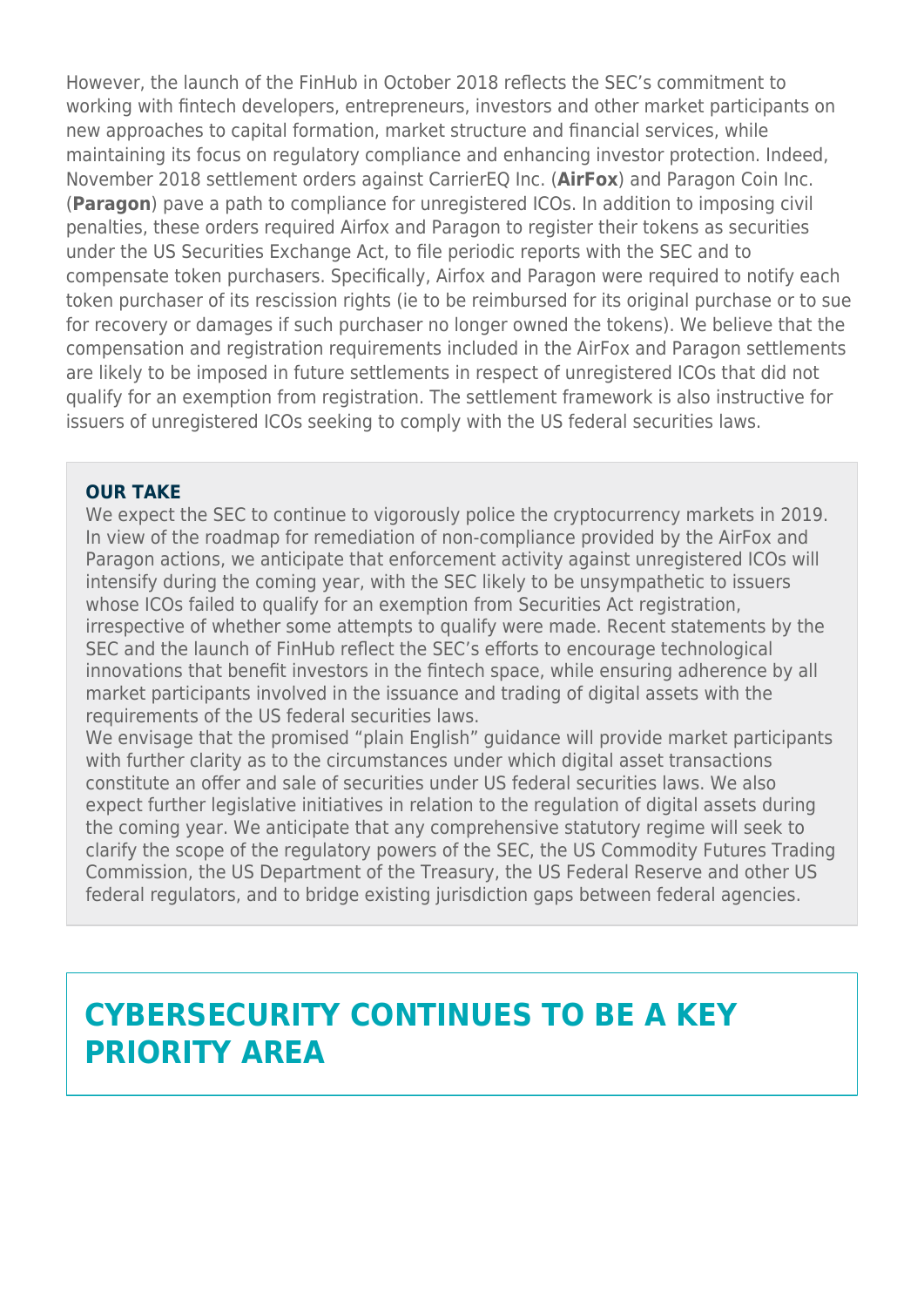However, the launch of the FinHub in October 2018 reflects the SEC's commitment to working with fintech developers, entrepreneurs, investors and other market participants on new approaches to capital formation, market structure and financial services, while maintaining its focus on regulatory compliance and enhancing investor protection. Indeed, November 2018 settlement orders against CarrierEQ Inc. (**AirFox**) and Paragon Coin Inc. (**Paragon**) pave a path to compliance for unregistered ICOs. In addition to imposing civil penalties, these orders required Airfox and Paragon to register their tokens as securities under the US Securities Exchange Act, to file periodic reports with the SEC and to compensate token purchasers. Specifically, Airfox and Paragon were required to notify each token purchaser of its rescission rights (ie to be reimbursed for its original purchase or to sue for recovery or damages if such purchaser no longer owned the tokens). We believe that the compensation and registration requirements included in the AirFox and Paragon settlements are likely to be imposed in future settlements in respect of unregistered ICOs that did not qualify for an exemption from registration. The settlement framework is also instructive for issuers of unregistered ICOs seeking to comply with the US federal securities laws.

**OUR TAKE**

We expect the SEC to continue to vigorously police the cryptocurrency markets in 2019. In view of the roadmap for remediation of non-compliance provided by the AirFox and Paragon actions, we anticipate that enforcement activity against unregistered ICOs will intensify during the coming year, with the SEC likely to be unsympathetic to issuers whose ICOs failed to qualify for an exemption from Securities Act registration, irrespective of whether some attempts to qualify were made. Recent statements by the SEC and the launch of FinHub reflect the SEC's efforts to encourage technological innovations that benefit investors in the fintech space, while ensuring adherence by all market participants involved in the issuance and trading of digital assets with the requirements of the US federal securities laws.

We envisage that the promised "plain English" guidance will provide market participants with further clarity as to the circumstances under which digital asset transactions constitute an offer and sale of securities under US federal securities laws. We also expect further legislative initiatives in relation to the regulation of digital assets during the coming year. We anticipate that any comprehensive statutory regime will seek to clarify the scope of the regulatory powers of the SEC, the US Commodity Futures Trading Commission, the US Department of the Treasury, the US Federal Reserve and other US federal regulators, and to bridge existing jurisdiction gaps between federal agencies.

## CYBERSECURITY CONTINUES TO BE A KEY PRIORITY AREA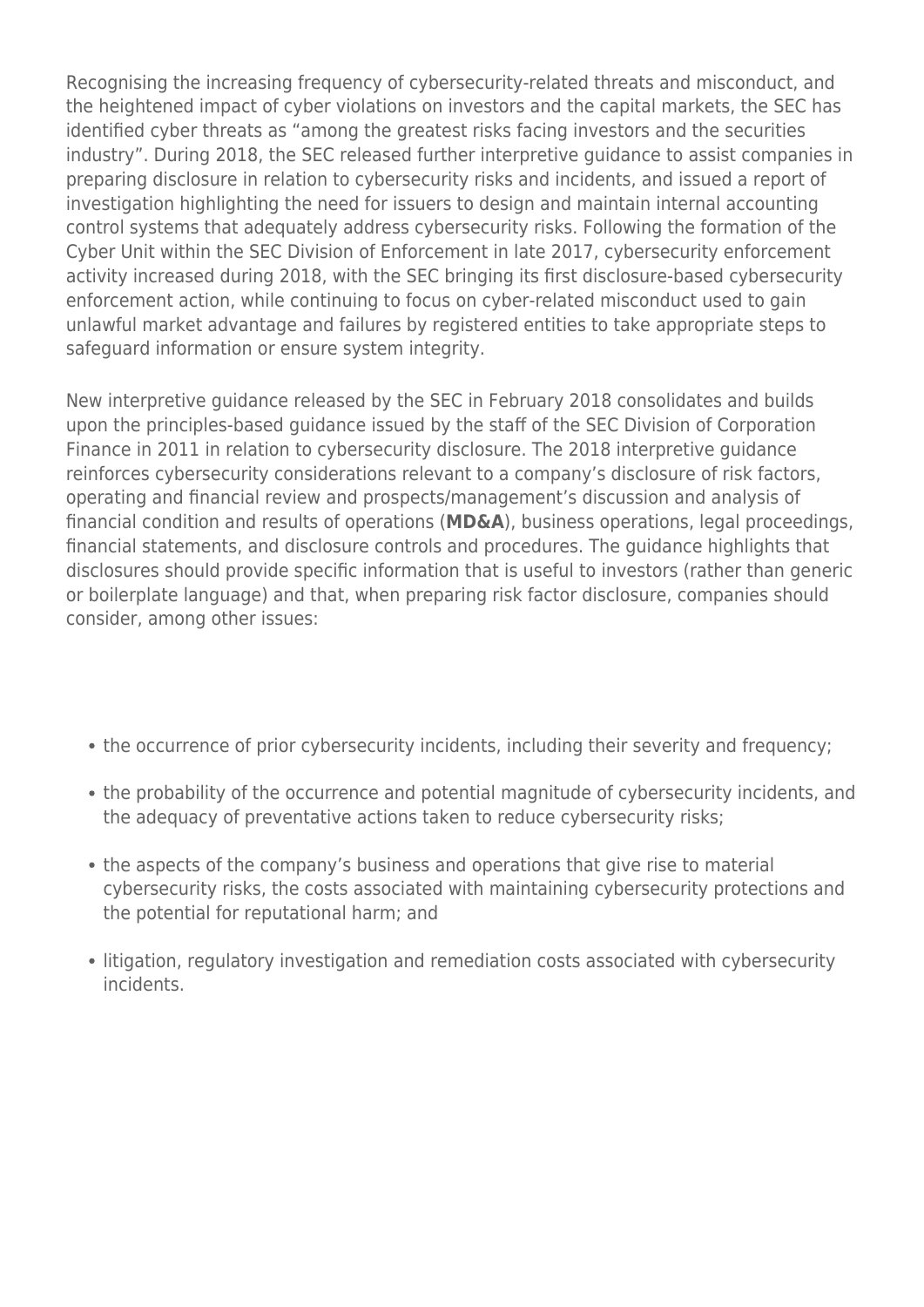Recognising the increasing frequency of cybersecurity-related threats and misconduct, and the heightened impact of cyber violations on investors and the capital markets, the SEC has identified cyber threats as "among the greatest risks facing investors and the securities industry". During 2018, the SEC released further interpretive guidance to assist companies in preparing disclosure in relation to cybersecurity risks and incidents, and issued a report of investigation highlighting the need for issuers to design and maintain internal accounting control systems that adequately address cybersecurity risks. Following the formation of the Cyber Unit within the SEC Division of Enforcement in late 2017, cybersecurity enforcement activity increased during 2018, with the SEC bringing its first disclosure-based cybersecurity enforcement action, while continuing to focus on cyber-related misconduct used to gain unlawful market advantage and failures by registered entities to take appropriate steps to safeguard information or ensure system integrity.

New interpretive guidance released by the SEC in February 2018 consolidates and builds upon the principles-based guidance issued by the staff of the SEC Division of Corporation Finance in 2011 in relation to cybersecurity disclosure. The 2018 interpretive guidance reinforces cybersecurity considerations relevant to a company's disclosure of risk factors, operating and financial review and prospects/management's discussion and analysis of financial condition and results of operations (**MD&A**), business operations, legal proceedings, financial statements, and disclosure controls and procedures. The guidance highlights that disclosures should provide specific information that is useful to investors (rather than generic or boilerplate language) and that, when preparing risk factor disclosure, companies should consider, among other issues:

- the occurrence of prior cybersecurity incidents, including their severity and frequency;
- the probability of the occurrence and potential magnitude of cybersecurity incidents, and the adequacy of preventative actions taken to reduce cybersecurity risks;
- the aspects of the company's business and operations that give rise to material cybersecurity risks, the costs associated with maintaining cybersecurity protections and the potential for reputational harm; and
- litigation, regulatory investigation and remediation costs associated with cybersecurity incidents.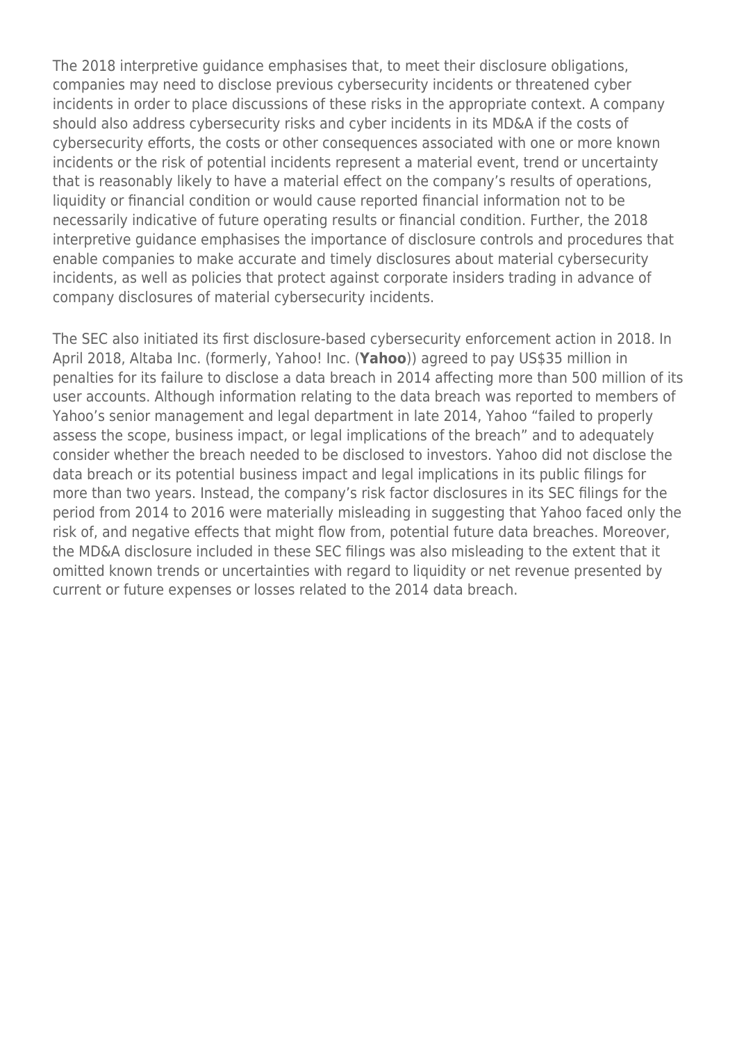The 2018 interpretive guidance emphasises that, to meet their disclosure obligations, companies may need to disclose previous cybersecurity incidents or threatened cyber incidents in order to place discussions of these risks in the appropriate context. A company should also address cybersecurity risks and cyber incidents in its MD&A if the costs of cybersecurity efforts, the costs or other consequences associated with one or more known incidents or the risk of potential incidents represent a material event, trend or uncertainty that is reasonably likely to have a material effect on the company's results of operations, liquidity or financial condition or would cause reported financial information not to be necessarily indicative of future operating results or financial condition. Further, the 2018 interpretive guidance emphasises the importance of disclosure controls and procedures that enable companies to make accurate and timely disclosures about material cybersecurity incidents, as well as policies that protect against corporate insiders trading in advance of company disclosures of material cybersecurity incidents.

The SEC also initiated its first disclosure-based cybersecurity enforcement action in 2018. In April 2018, Altaba Inc. (formerly, Yahoo! Inc. (**Yahoo**)) agreed to pay US$35 million in penalties for its failure to disclose a data breach in 2014 affecting more than 500 million of its user accounts. Although information relating to the data breach was reported to members of Yahoo's senior management and legal department in late 2014, Yahoo "failed to properly assess the scope, business impact, or legal implications of the breach" and to adequately consider whether the breach needed to be disclosed to investors. Yahoo did not disclose the data breach or its potential business impact and legal implications in its public filings for more than two years. Instead, the company's risk factor disclosures in its SEC filings for the period from 2014 to 2016 were materially misleading in suggesting that Yahoo faced only the risk of, and negative effects that might flow from, potential future data breaches. Moreover, the MD&A disclosure included in these SEC filings was also misleading to the extent that it omitted known trends or uncertainties with regard to liquidity or net revenue presented by current or future expenses or losses related to the 2014 data breach.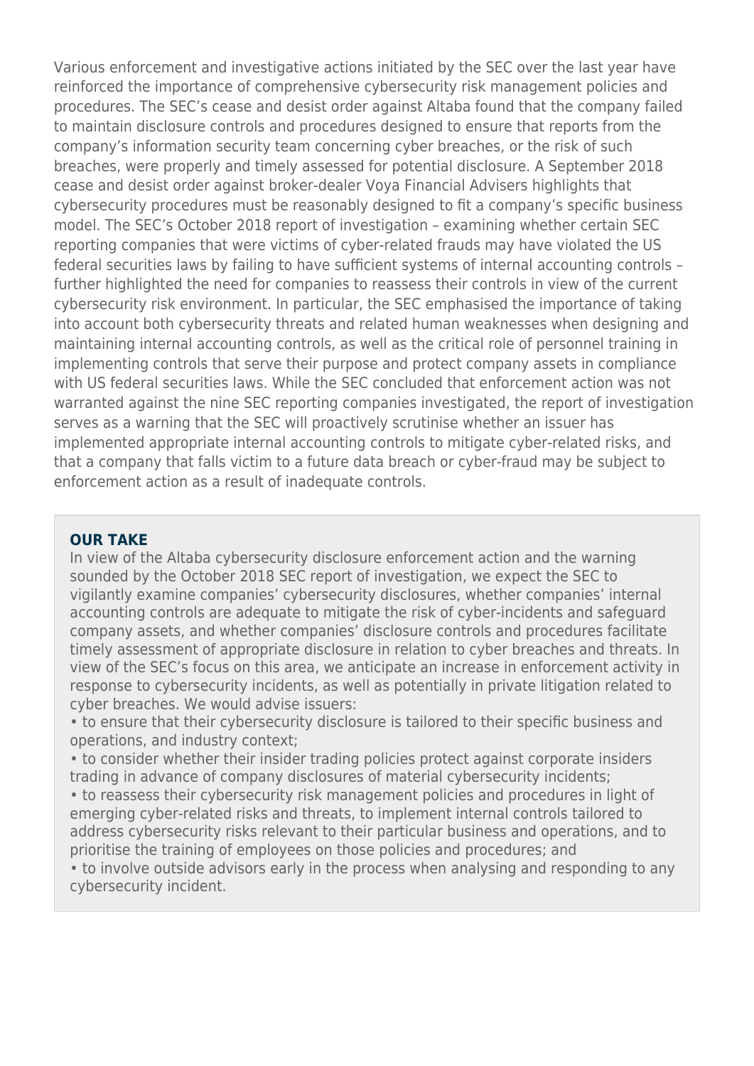Various enforcement and investigative actions initiated by the SEC over the last year have reinforced the importance of comprehensive cybersecurity risk management policies and procedures. The SEC's cease and desist order against Altaba found that the company failed to maintain disclosure controls and procedures designed to ensure that reports from the company's information security team concerning cyber breaches, or the risk of such breaches, were properly and timely assessed for potential disclosure. A September 2018 cease and desist order against broker-dealer Voya Financial Advisers highlights that cybersecurity procedures must be reasonably designed to fit a company's specific business model. The SEC's October 2018 report of investigation – examining whether certain SEC reporting companies that were victims of cyber-related frauds may have violated the US federal securities laws by failing to have sufficient systems of internal accounting controls – further highlighted the need for companies to reassess their controls in view of the current cybersecurity risk environment. In particular, the SEC emphasised the importance of taking into account both cybersecurity threats and related human weaknesses when designing and maintaining internal accounting controls, as well as the critical role of personnel training in implementing controls that serve their purpose and protect company assets in compliance with US federal securities laws. While the SEC concluded that enforcement action was not warranted against the nine SEC reporting companies investigated, the report of investigation serves as a warning that the SEC will proactively scrutinise whether an issuer has implemented appropriate internal accounting controls to mitigate cyber-related risks, and that a company that falls victim to a future data breach or cyber-fraud may be subject to enforcement action as a result of inadequate controls.

**OUR TAKE**

In view of the Altaba cybersecurity disclosure enforcement action and the warning sounded by the October 2018 SEC report of investigation, we expect the SEC to vigilantly examine companies' cybersecurity disclosures, whether companies' internal accounting controls are adequate to mitigate the risk of cyber-incidents and safeguard company assets, and whether companies' disclosure controls and procedures facilitate timely assessment of appropriate disclosure in relation to cyber breaches and threats. In view of the SEC's focus on this area, we anticipate an increase in enforcement activity in response to cybersecurity incidents, as well as potentially in private litigation related to cyber breaches. We would advise issuers:

- to ensure that their cybersecurity disclosure is tailored to their specific business and operations, and industry context;
- to consider whether their insider trading policies protect against corporate insiders trading in advance of company disclosures of material cybersecurity incidents;
- to reassess their cybersecurity risk management policies and procedures in light of emerging cyber-related risks and threats, to implement internal controls tailored to address cybersecurity risks relevant to their particular business and operations, and to prioritise the training of employees on those policies and procedures; and
- to involve outside advisors early in the process when analysing and responding to any cybersecurity incident.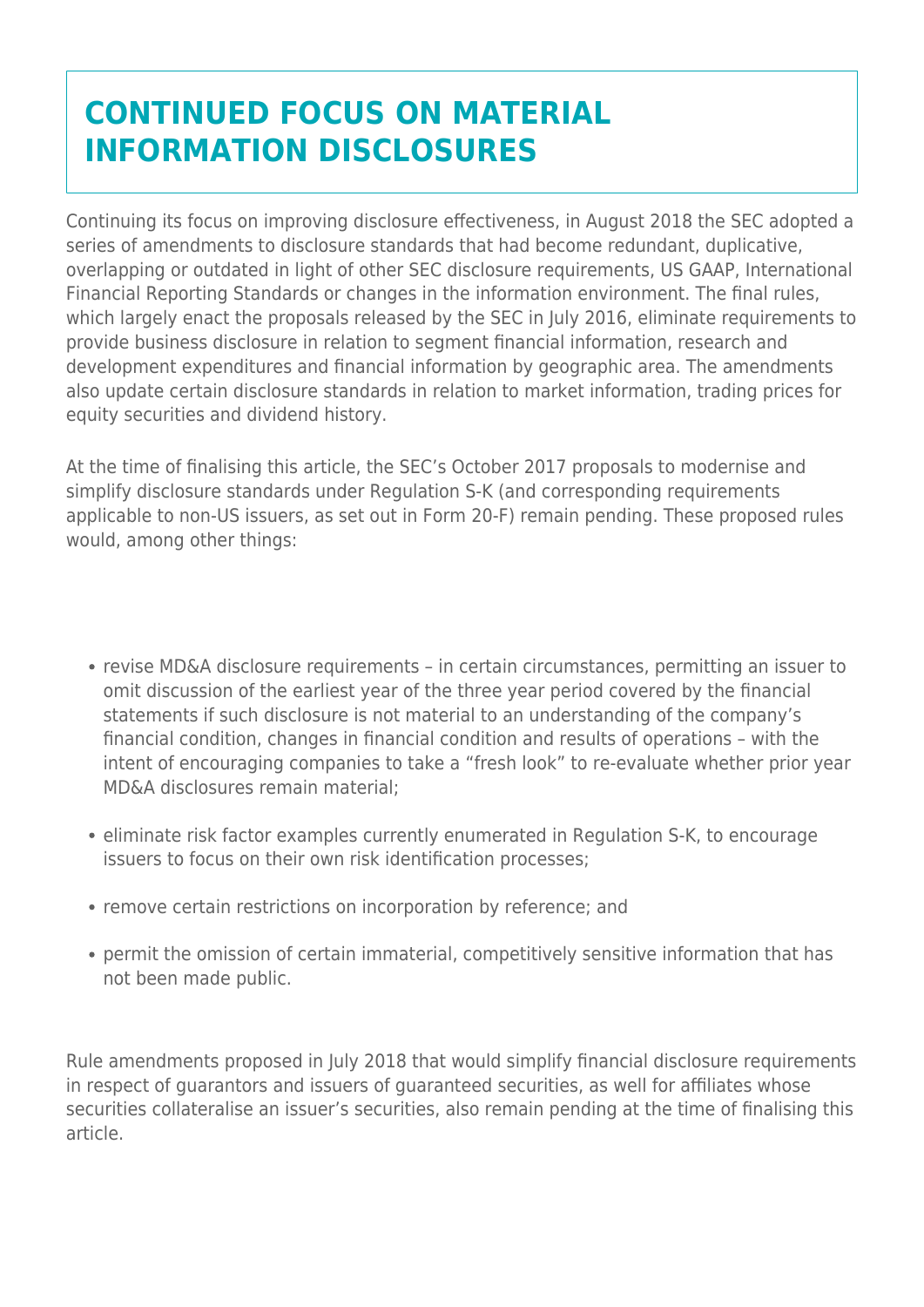# CONTINUED FOCUS ON MATERIAL INFORMATION DISCLOSURES

Continuing its focus on improving disclosure effectiveness, in August 2018 the SEC adopted a series of amendments to disclosure standards that had become redundant, duplicative, overlapping or outdated in light of other SEC disclosure requirements, US GAAP, International Financial Reporting Standards or changes in the information environment. The final rules, which largely enact the proposals released by the SEC in July 2016, eliminate requirements to provide business disclosure in relation to segment financial information, research and development expenditures and financial information by geographic area. The amendments also update certain disclosure standards in relation to market information, trading prices for equity securities and dividend history.

At the time of finalising this article, the SEC's October 2017 proposals to modernise and simplify disclosure standards under Regulation S-K (and corresponding requirements applicable to non-US issuers, as set out in Form 20-F) remain pending. These proposed rules would, among other things:

- revise MD&A disclosure requirements – in certain circumstances, permitting an issuer to omit discussion of the earliest year of the three year period covered by the financial statements if such disclosure is not material to an understanding of the company's financial condition, changes in financial condition and results of operations – with the intent of encouraging companies to take a "fresh look" to re-evaluate whether prior year MD&A disclosures remain material;
- eliminate risk factor examples currently enumerated in Regulation S-K, to encourage issuers to focus on their own risk identification processes;
- remove certain restrictions on incorporation by reference; and
- permit the omission of certain immaterial, competitively sensitive information that has not been made public.

Rule amendments proposed in July 2018 that would simplify financial disclosure requirements in respect of guarantors and issuers of guaranteed securities, as well for affiliates whose securities collateralise an issuer's securities, also remain pending at the time of finalising this article.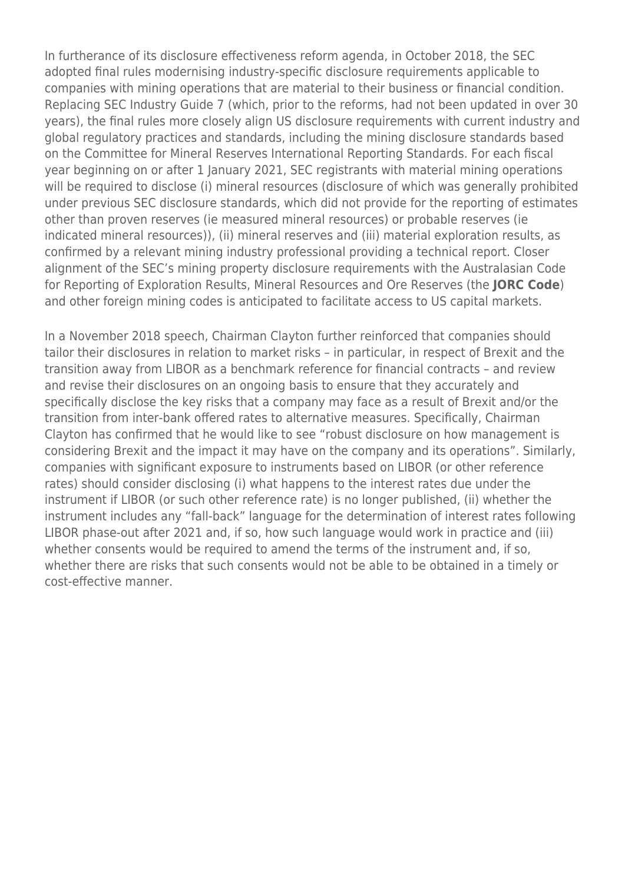In furtherance of its disclosure effectiveness reform agenda, in October 2018, the SEC adopted final rules modernising industry-specific disclosure requirements applicable to companies with mining operations that are material to their business or financial condition. Replacing SEC Industry Guide 7 (which, prior to the reforms, had not been updated in over 30 years), the final rules more closely align US disclosure requirements with current industry and global regulatory practices and standards, including the mining disclosure standards based on the Committee for Mineral Reserves International Reporting Standards. For each fiscal year beginning on or after 1 January 2021, SEC registrants with material mining operations will be required to disclose (i) mineral resources (disclosure of which was generally prohibited under previous SEC disclosure standards, which did not provide for the reporting of estimates other than proven reserves (ie measured mineral resources) or probable reserves (ie indicated mineral resources)), (ii) mineral reserves and (iii) material exploration results, as confirmed by a relevant mining industry professional providing a technical report. Closer alignment of the SEC's mining property disclosure requirements with the Australasian Code for Reporting of Exploration Results, Mineral Resources and Ore Reserves (the **JORC Code**) and other foreign mining codes is anticipated to facilitate access to US capital markets.

In a November 2018 speech, Chairman Clayton further reinforced that companies should tailor their disclosures in relation to market risks – in particular, in respect of Brexit and the transition away from LIBOR as a benchmark reference for financial contracts – and review and revise their disclosures on an ongoing basis to ensure that they accurately and specifically disclose the key risks that a company may face as a result of Brexit and/or the transition from inter-bank offered rates to alternative measures. Specifically, Chairman Clayton has confirmed that he would like to see "robust disclosure on how management is considering Brexit and the impact it may have on the company and its operations". Similarly, companies with significant exposure to instruments based on LIBOR (or other reference rates) should consider disclosing (i) what happens to the interest rates due under the instrument if LIBOR (or such other reference rate) is no longer published, (ii) whether the instrument includes any "fall-back" language for the determination of interest rates following LIBOR phase-out after 2021 and, if so, how such language would work in practice and (iii) whether consents would be required to amend the terms of the instrument and, if so, whether there are risks that such consents would not be able to be obtained in a timely or cost-effective manner.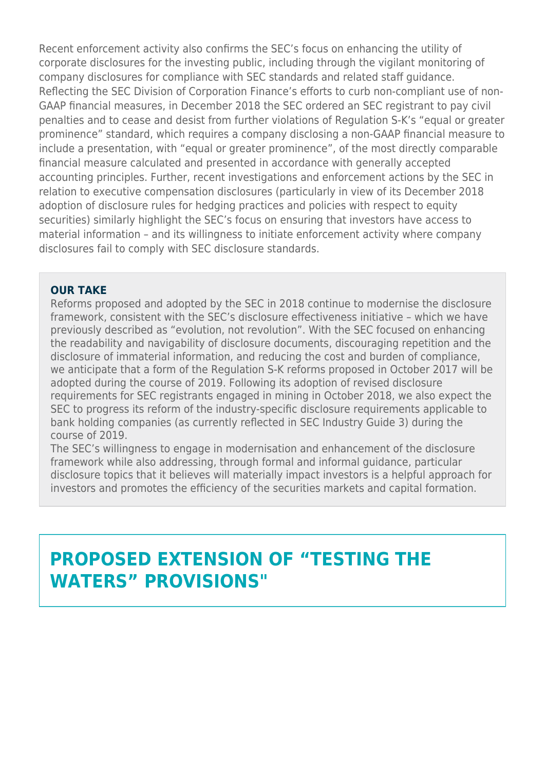Recent enforcement activity also confirms the SEC's focus on enhancing the utility of corporate disclosures for the investing public, including through the vigilant monitoring of company disclosures for compliance with SEC standards and related staff guidance. Reflecting the SEC Division of Corporation Finance's efforts to curb non-compliant use of non-GAAP financial measures, in December 2018 the SEC ordered an SEC registrant to pay civil penalties and to cease and desist from further violations of Regulation S-K's "equal or greater prominence" standard, which requires a company disclosing a non-GAAP financial measure to include a presentation, with "equal or greater prominence", of the most directly comparable financial measure calculated and presented in accordance with generally accepted accounting principles. Further, recent investigations and enforcement actions by the SEC in relation to executive compensation disclosures (particularly in view of its December 2018 adoption of disclosure rules for hedging practices and policies with respect to equity securities) similarly highlight the SEC's focus on ensuring that investors have access to material information – and its willingness to initiate enforcement activity where company disclosures fail to comply with SEC disclosure standards.

**OUR TAKE**

Reforms proposed and adopted by the SEC in 2018 continue to modernise the disclosure framework, consistent with the SEC's disclosure effectiveness initiative – which we have previously described as "evolution, not revolution". With the SEC focused on enhancing the readability and navigability of disclosure documents, discouraging repetition and the disclosure of immaterial information, and reducing the cost and burden of compliance, we anticipate that a form of the Regulation S-K reforms proposed in October 2017 will be adopted during the course of 2019. Following its adoption of revised disclosure requirements for SEC registrants engaged in mining in October 2018, we also expect the SEC to progress its reform of the industry-specific disclosure requirements applicable to bank holding companies (as currently reflected in SEC Industry Guide 3) during the course of 2019.

The SEC's willingness to engage in modernisation and enhancement of the disclosure framework while also addressing, through formal and informal guidance, particular disclosure topics that it believes will materially impact investors is a helpful approach for investors and promotes the efficiency of the securities markets and capital formation.

## PROPOSED EXTENSION OF "TESTING THE WATERS" PROVISIONS"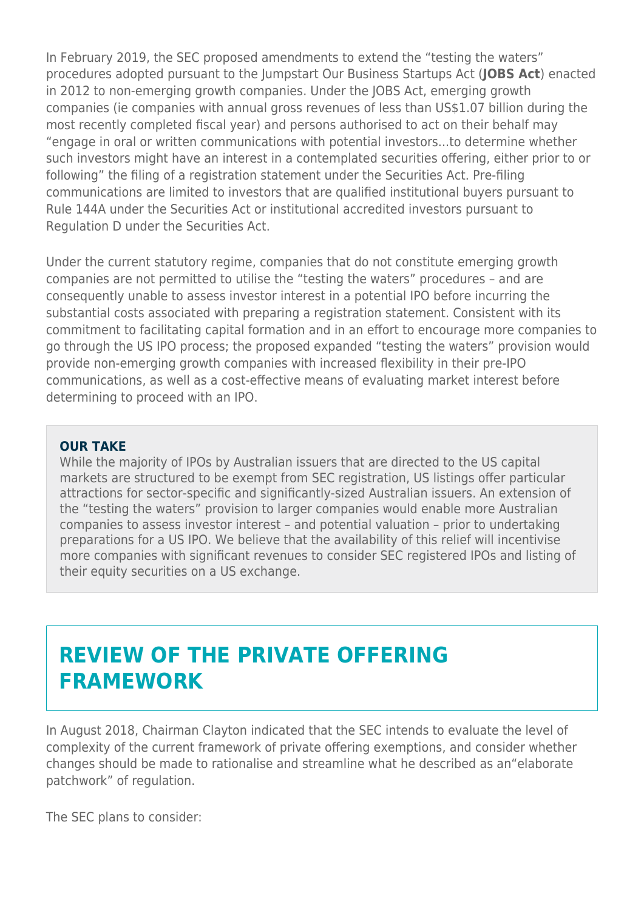In February 2019, the SEC proposed amendments to extend the "testing the waters" procedures adopted pursuant to the Jumpstart Our Business Startups Act (**JOBS Act**) enacted in 2012 to non-emerging growth companies. Under the JOBS Act, emerging growth companies (ie companies with annual gross revenues of less than US$1.07 billion during the most recently completed fiscal year) and persons authorised to act on their behalf may "engage in oral or written communications with potential investors...to determine whether such investors might have an interest in a contemplated securities offering, either prior to or following" the filing of a registration statement under the Securities Act. Pre-filing communications are limited to investors that are qualified institutional buyers pursuant to Rule 144A under the Securities Act or institutional accredited investors pursuant to Regulation D under the Securities Act.

Under the current statutory regime, companies that do not constitute emerging growth companies are not permitted to utilise the "testing the waters" procedures – and are consequently unable to assess investor interest in a potential IPO before incurring the substantial costs associated with preparing a registration statement. Consistent with its commitment to facilitating capital formation and in an effort to encourage more companies to go through the US IPO process; the proposed expanded "testing the waters" provision would provide non-emerging growth companies with increased flexibility in their pre-IPO communications, as well as a cost-effective means of evaluating market interest before determining to proceed with an IPO.

**OUR TAKE**

While the majority of IPOs by Australian issuers that are directed to the US capital markets are structured to be exempt from SEC registration, US listings offer particular attractions for sector-specific and significantly-sized Australian issuers. An extension of the "testing the waters" provision to larger companies would enable more Australian companies to assess investor interest – and potential valuation – prior to undertaking preparations for a US IPO. We believe that the availability of this relief will incentivise more companies with significant revenues to consider SEC registered IPOs and listing of their equity securities on a US exchange.

## REVIEW OF THE PRIVATE OFFERING FRAMEWORK

In August 2018, Chairman Clayton indicated that the SEC intends to evaluate the level of complexity of the current framework of private offering exemptions, and consider whether changes should be made to rationalise and streamline what he described as an"elaborate patchwork" of regulation.

The SEC plans to consider: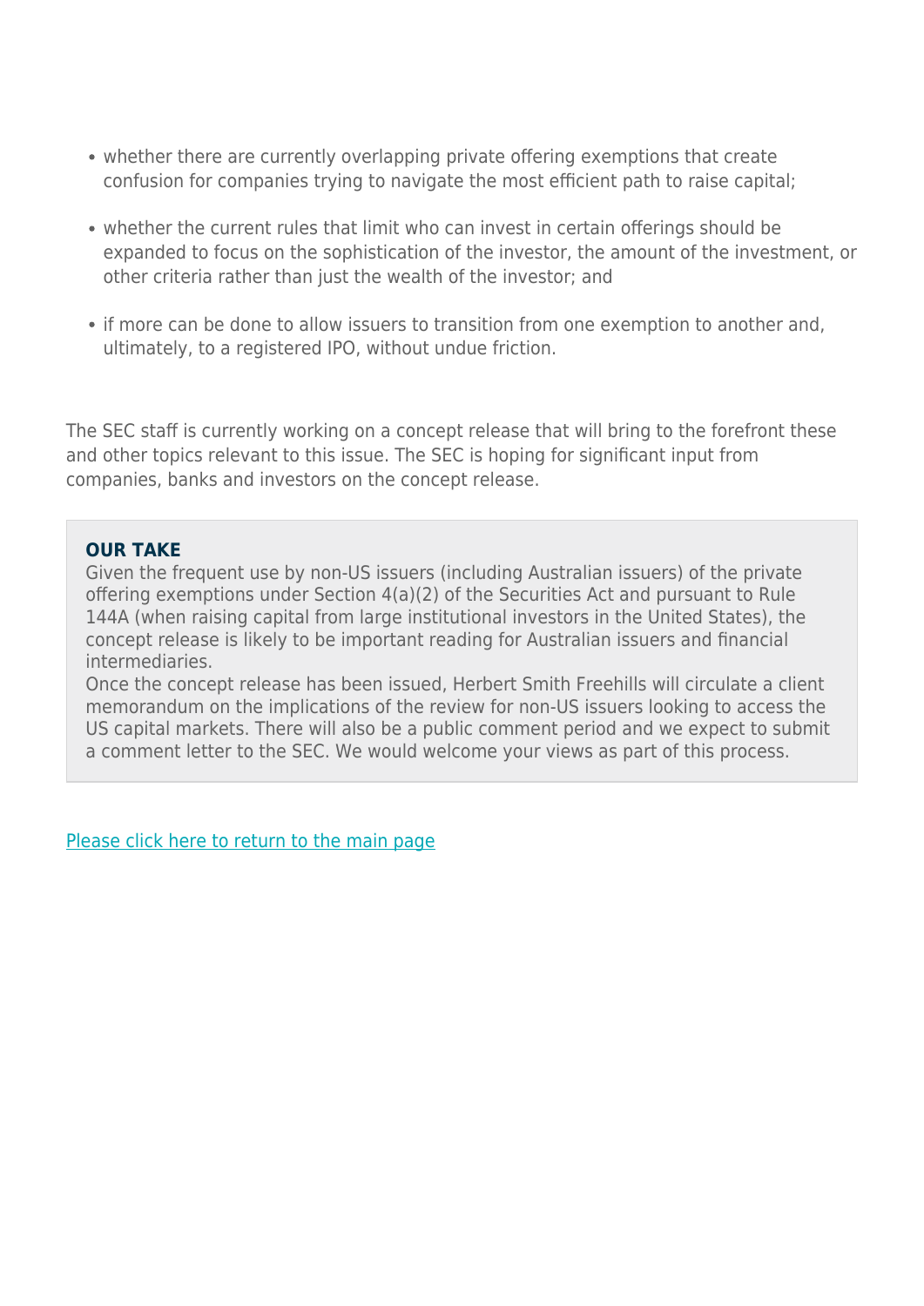- whether there are currently overlapping private offering exemptions that create confusion for companies trying to navigate the most efficient path to raise capital;
- whether the current rules that limit who can invest in certain offerings should be expanded to focus on the sophistication of the investor, the amount of the investment, or other criteria rather than just the wealth of the investor; and
- if more can be done to allow issuers to transition from one exemption to another and, ultimately, to a registered IPO, without undue friction.

The SEC staff is currently working on a concept release that will bring to the forefront these and other topics relevant to this issue. The SEC is hoping for significant input from companies, banks and investors on the concept release.

**OUR TAKE**

Given the frequent use by non-US issuers (including Australian issuers) of the private offering exemptions under Section 4(a)(2) of the Securities Act and pursuant to Rule 144A (when raising capital from large institutional investors in the United States), the concept release is likely to be important reading for Australian issuers and financial intermediaries.

Once the concept release has been issued, Herbert Smith Freehills will circulate a client memorandum on the implications of the review for non-US issuers looking to access the US capital markets. There will also be a public comment period and we expect to submit a comment letter to the SEC. We would welcome your views as part of this process.

Please click here to return to the main page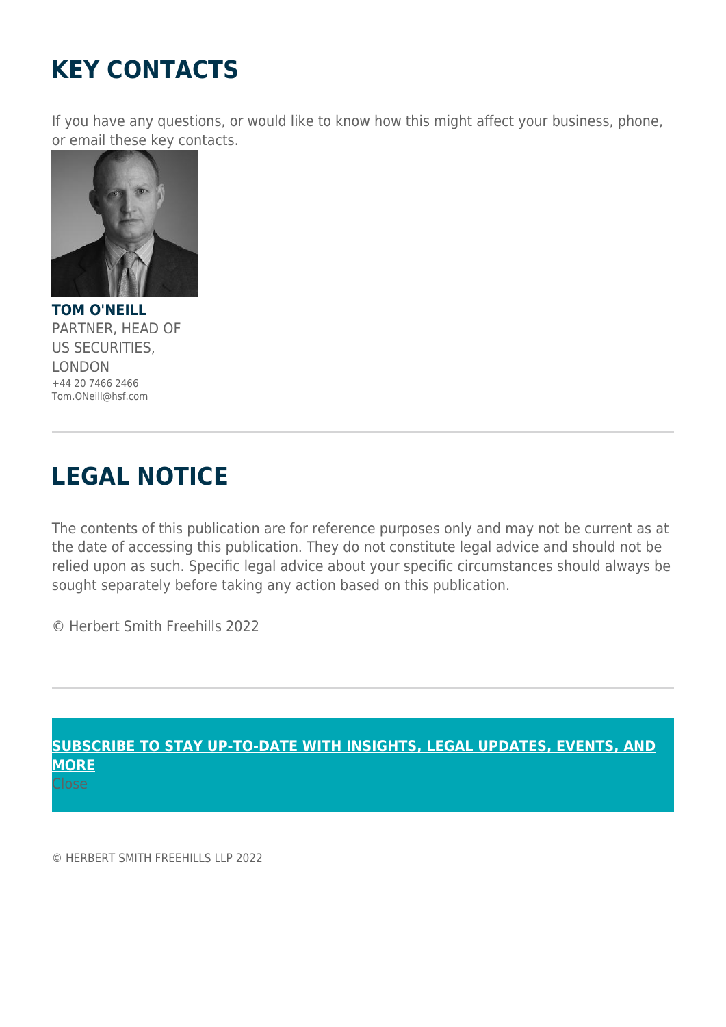# KEY CONTACTS

If you have any questions, or would like to know how this might affect your business, phone, or email these key contacts.

**TOM O'NEILL**
PARTNER, HEAD OF US SECURITIES, LONDON
+44 20 7466 2466
Tom.ONeill@hsf.com

---

# LEGAL NOTICE

The contents of this publication are for reference purposes only and may not be current as at the date of accessing this publication. They do not constitute legal advice and should not be relied upon as such. Specific legal advice about your specific circumstances should always be sought separately before taking any action based on this publication.

© Herbert Smith Freehills 2022

---

**SUBSCRIBE TO STAY UP-TO-DATE WITH INSIGHTS, LEGAL UPDATES, EVENTS, AND MORE**

Close

© HERBERT SMITH FREEHILLS LLP 2022